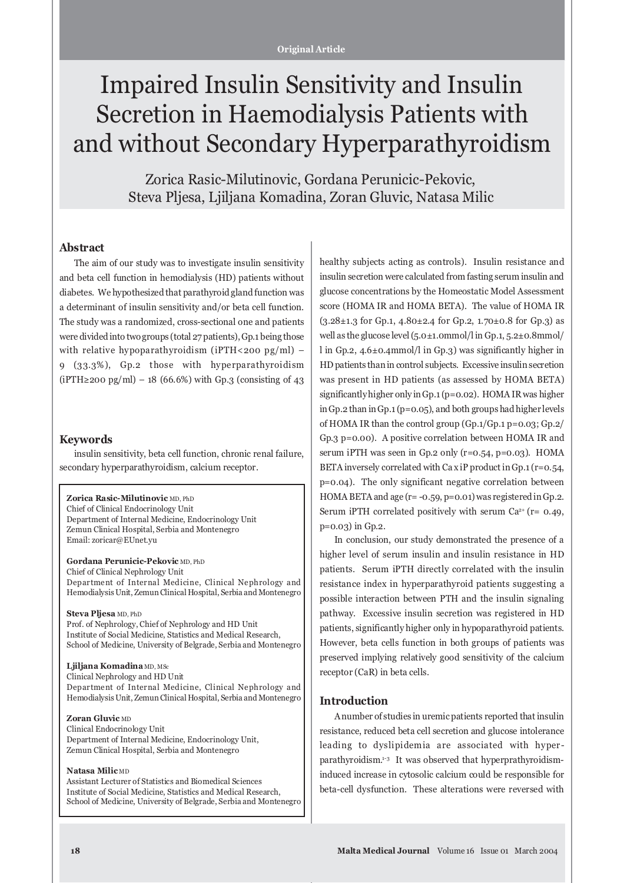Original Article

# Impaired Insulin Sensitivity and Insulin Secretion in Haemodialysis Patients with and without Secondary Hyperparathyroidism

Zorica Rasic-Milutinovic, Gordana Perunicic-Pekovic, Steva Pljesa, Ljiljana Komadina, Zoran Gluvic, Natasa Milic

## Abstract

The aim of our study was to investigate insulin sensitivity and beta cell function in hemodialysis (HD) patients without diabetes. We hypothesized that parathyroid gland function was a determinant of insulin sensitivity and/or beta cell function. The study was a randomized, cross-sectional one and patients were divided into two groups (total 27 patients), Gp.1 being those with relative hypoparathyroidism (iPTH<200 pg/ml) – 9 (33.3%), Gp.2 those with hyperparathyroidism (iPTH≥200 pg/ml) – 18 (66.6%) with Gp.3 (consisting of 43 healthy subjects acting as controls). Insulin resistance and insulin secretion were calculated from fasting serum insulin and glucose concentrations by the Homeostatic Model Assessment score (HOMA IR and HOMA BETA). The value of HOMA IR (3.28±1.3 for Gp.1, 4.80±2.4 for Gp.2, 1.70±0.8 for Gp.3) as well as the glucose level (5.0±1.0mmol/l in Gp.1, 5.2±0.8mmol/l in Gp.2, 4.6±0.4mmol/l in Gp.3) was significantly higher in HD patients than in control subjects. Excessive insulin secretion was present in HD patients (as assessed by HOMA BETA) significantly higher only in Gp.1 ($p=0.02$). HOMA IR was higher in Gp.2 than in Gp.1 ($p=0.05$), and both groups had higher levels of HOMA IR than the control group (Gp.1/Gp.1 $p=0.03$; Gp.2/Gp.3 $p=0.00$). A positive correlation between HOMA IR and serum iPTH was seen in Gp.2 only ($r=0.54$, $p=0.03$). HOMA BETA inversely correlated with Ca x iP product in Gp.1 ($r=0.54$, $p=0.04$). The only significant negative correlation between HOMA BETA and age ($r= -0.59$, $p=0.01$) was registered in Gp.2. Serum iPTH correlated positively with serum $Ca^{2+}$ ($r= 0.49$, $p=0.03$) in Gp.2.

In conclusion, our study demonstrated the presence of a higher level of serum insulin and insulin resistance in HD patients. Serum iPTH directly correlated with the insulin resistance index in hyperparathyroid patients suggesting a possible interaction between PTH and the insulin signaling pathway. Excessive insulin secretion was registered in HD patients, significantly higher only in hypoparathyroid patients. However, beta cells function in both groups of patients was preserved implying relatively good sensitivity of the calcium receptor (CaR) in beta cells.

## Keywords

insulin sensitivity, beta cell function, chronic renal failure, secondary hyperparathyroidism, calcium receptor.

**Zorica Rasic-Milutinovic** MD, PhD
Chief of Clinical Endocrinology Unit
Department of Internal Medicine, Endocrinology Unit
Zemun Clinical Hospital, Serbia and Montenegro
Email: zoricar@EUnet.yu

**Gordana Perunicic-Pekovic** MD, PhD
Chief of Clinical Nephrology Unit
Department of Internal Medicine, Clinical Nephrology and Hemodialysis Unit, Zemun Clinical Hospital, Serbia and Montenegro

**Steva Pljesa** MD, PhD
Prof. of Nephrology, Chief of Nephrology and HD Unit
Institute of Social Medicine, Statistics and Medical Research, School of Medicine, University of Belgrade, Serbia and Montenegro

**Ljiljana Komadina** MD, MSc
Clinical Nephrology and HD Unit
Department of Internal Medicine, Clinical Nephrology and Hemodialysis Unit, Zemun Clinical Hospital, Serbia and Montenegro

**Zoran Gluvic** MD
Clinical Endocrinology Unit
Department of Internal Medicine, Endocrinology Unit,
Zemun Clinical Hospital, Serbia and Montenegro

**Natasa Milic** MD
Assistant Lecturer of Statistics and Biomedical Sciences
Institute of Social Medicine, Statistics and Medical Research, School of Medicine, University of Belgrade, Serbia and Montenegro

## Introduction

A number of studies in uremic patients reported that insulin resistance, reduced beta cell secretion and glucose intolerance leading to dyslipidemia are associated with hyperparathyroidism.[1-3] It was observed that hyperprathyroidism-induced increase in cytosolic calcium could be responsible for beta-cell dysfunction. These alterations were reversed with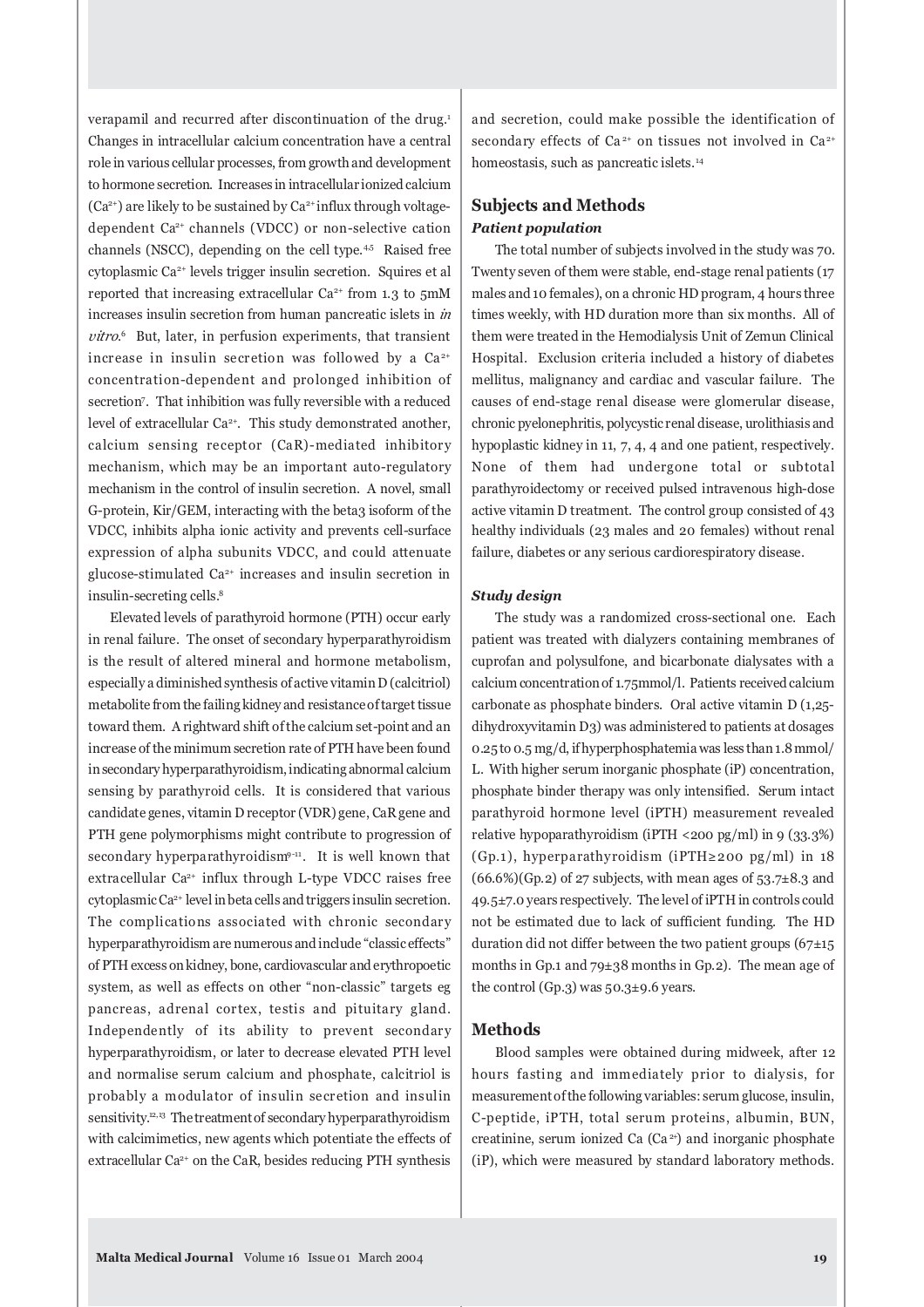verapamil and recurred after discontinuation of the drug.[1] Changes in intracellular calcium concentration have a central role in various cellular processes, from growth and development to hormone secretion. Increases in intracellular ionized calcium ($Ca^{2+}$) are likely to be sustained by $Ca^{2+}$ influx through voltage-dependent $Ca^{2+}$ channels (VDCC) or non-selective cation channels (NSCC), depending on the cell type.[4,5] Raised free cytoplasmic $Ca^{2+}$ levels trigger insulin secretion. Squires et al reported that increasing extracellular $Ca^{2+}$ from 1.3 to 5mM increases insulin secretion from human pancreatic islets in *in vitro*.[6] But, later, in perfusion experiments, that transient increase in insulin secretion was followed by a $Ca^{2+}$ concentration-dependent and prolonged inhibition of secretion[7]. That inhibition was fully reversible with a reduced level of extracellular $Ca^{2+}$. This study demonstrated another, calcium sensing receptor (CaR)-mediated inhibitory mechanism, which may be an important auto-regulatory mechanism in the control of insulin secretion. A novel, small G-protein, Kir/GEM, interacting with the beta3 isoform of the VDCC, inhibits alpha ionic activity and prevents cell-surface expression of alpha subunits VDCC, and could attenuate glucose-stimulated $Ca^{2+}$ increases and insulin secretion in insulin-secreting cells.[8]

Elevated levels of parathyroid hormone (PTH) occur early in renal failure. The onset of secondary hyperparathyroidism is the result of altered mineral and hormone metabolism, especially a diminished synthesis of active vitamin D (calcitriol) metabolite from the failing kidney and resistance of target tissue toward them. A rightward shift of the calcium set-point and an increase of the minimum secretion rate of PTH have been found in secondary hyperparathyroidism, indicating abnormal calcium sensing by parathyroid cells. It is considered that various candidate genes, vitamin D receptor (VDR) gene, CaR gene and PTH gene polymorphisms might contribute to progression of secondary hyperparathyroidism[9-11]. It is well known that extracellular $Ca^{2+}$ influx through L-type VDCC raises free cytoplasmic $Ca^{2+}$ level in beta cells and triggers insulin secretion. The complications associated with chronic secondary hyperparathyroidism are numerous and include "classic effects" of PTH excess on kidney, bone, cardiovascular and erythropoetic system, as well as effects on other "non-classic" targets eg pancreas, adrenal cortex, testis and pituitary gland. Independently of its ability to prevent secondary hyperparathyroidism, or later to decrease elevated PTH level and normalise serum calcium and phosphate, calcitriol is probably a modulator of insulin secretion and insulin sensitivity.[12,13] The treatment of secondary hyperparathyroidism with calcimimetics, new agents which potentiate the effects of extracellular $Ca^{2+}$ on the CaR, besides reducing PTH synthesis and secretion, could make possible the identification of secondary effects of $Ca^{2+}$ on tissues not involved in $Ca^{2+}$ homeostasis, such as pancreatic islets.[14]

## Subjects and Methods

### *Patient population*

The total number of subjects involved in the study was 70. Twenty seven of them were stable, end-stage renal patients (17 males and 10 females), on a chronic HD program, 4 hours three times weekly, with HD duration more than six months. All of them were treated in the Hemodialysis Unit of Zemun Clinical Hospital. Exclusion criteria included a history of diabetes mellitus, malignancy and cardiac and vascular failure. The causes of end-stage renal disease were glomerular disease, chronic pyelonephritis, polycystic renal disease, urolithiasis and hypoplastic kidney in 11, 7, 4, 4 and one patient, respectively. None of them had undergone total or subtotal parathyroidectomy or received pulsed intravenous high-dose active vitamin D treatment. The control group consisted of 43 healthy individuals (23 males and 20 females) without renal failure, diabetes or any serious cardiorespiratory disease.

### *Study design*

The study was a randomized cross-sectional one. Each patient was treated with dialyzers containing membranes of cuprofan and polysulfone, and bicarbonate dialysates with a calcium concentration of 1.75mmol/l. Patients received calcium carbonate as phosphate binders. Oral active vitamin D (1,25-dihydroxyvitamin D3) was administered to patients at dosages 0.25 to 0.5 mg/d, if hyperphosphatemia was less than 1.8 mmol/L. With higher serum inorganic phosphate (iP) concentration, phosphate binder therapy was only intensified. Serum intact parathyroid hormone level (iPTH) measurement revealed relative hypoparathyroidism (iPTH <200 pg/ml) in 9 (33.3%) (Gp.1), hyperparathyroidism (iPTH≥200 pg/ml) in 18 (66.6%)(Gp.2) of 27 subjects, with mean ages of 53.7±8.3 and 49.5±7.0 years respectively. The level of iPTH in controls could not be estimated due to lack of sufficient funding. The HD duration did not differ between the two patient groups (67±15 months in Gp.1 and 79±38 months in Gp.2). The mean age of the control (Gp.3) was 50.3±9.6 years.

## Methods

Blood samples were obtained during midweek, after 12 hours fasting and immediately prior to dialysis, for measurement of the following variables: serum glucose, insulin, C-peptide, iPTH, total serum proteins, albumin, BUN, creatinine, serum ionized Ca ($Ca^{2+}$) and inorganic phosphate (iP), which were measured by standard laboratory methods.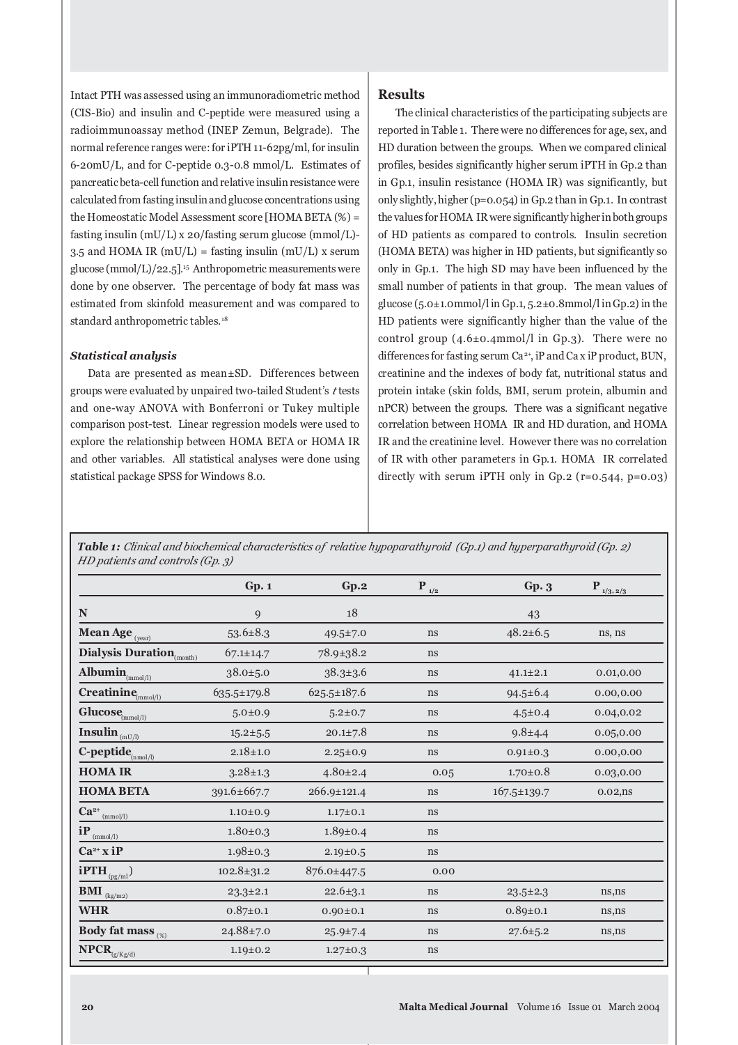Intact PTH was assessed using an immunoradiometric method (CIS-Bio) and insulin and C-peptide were measured using a radioimmunoassay method (INEP Zemun, Belgrade). The normal reference ranges were: for iPTH 11-62pg/ml, for insulin 6-20mU/L, and for C-peptide 0.3-0.8 mmol/L. Estimates of pancreatic beta-cell function and relative insulin resistance were calculated from fasting insulin and glucose concentrations using the Homeostatic Model Assessment score [HOMA BETA (%) = fasting insulin (mU/L) x 20/fasting serum glucose (mmol/L)-3.5 and HOMA IR (mU/L) = fasting insulin (mU/L) x serum glucose (mmol/L)/22.5].[15] Anthropometric measurements were done by one observer. The percentage of body fat mass was estimated from skinfold measurement and was compared to standard anthropometric tables.[18]

### *Statistical analysis*

Data are presented as mean±SD. Differences between groups were evaluated by unpaired two-tailed Student's *t* tests and one-way ANOVA with Bonferroni or Tukey multiple comparison post-test. Linear regression models were used to explore the relationship between HOMA BETA or HOMA IR and other variables. All statistical analyses were done using statistical package SPSS for Windows 8.0.

## Results

The clinical characteristics of the participating subjects are reported in Table 1. There were no differences for age, sex, and HD duration between the groups. When we compared clinical profiles, besides significantly higher serum iPTH in Gp.2 than in Gp.1, insulin resistance (HOMA IR) was significantly, but only slightly, higher (p=0.054) in Gp.2 than in Gp.1. In contrast the values for HOMA IR were significantly higher in both groups of HD patients as compared to controls. Insulin secretion (HOMA BETA) was higher in HD patients, but significantly so only in Gp.1. The high SD may have been influenced by the small number of patients in that group. The mean values of glucose (5.0±1.0mmol/l in Gp.1, 5.2±0.8mmol/l in Gp.2) in the HD patients were significantly higher than the value of the control group (4.6±0.4mmol/l in Gp.3). There were no differences for fasting serum $Ca^{2+}$, iP and Ca x iP product, BUN, creatinine and the indexes of body fat, nutritional status and protein intake (skin folds, BMI, serum protein, albumin and nPCR) between the groups. There was a significant negative correlation between HOMA IR and HD duration, and HOMA IR and the creatinine level. However there was no correlation of IR with other parameters in Gp.1. HOMA IR correlated directly with serum iPTH only in Gp.2 (r=0.544, p=0.03)

***Table 1:*** *Clinical and biochemical characteristics of relative hypoparathyroid (Gp.1) and hyperparathyroid (Gp. 2) HD patients and controls (Gp. 3)*

| | Gp. 1 | Gp.2 | $P_{1/2}$ | Gp. 3 | $P_{1/3, 2/3}$ |
|---|---|---|---|---|---|
| **N** | 9 | 18 | | 43 | |
| **Mean Age** (year) | 53.6±8.3 | 49.5±7.0 | ns | 48.2±6.5 | ns, ns |
| **Dialysis Duration** (month) | 67.1±14.7 | 78.9±38.2 | ns | | |
| **Albumin** (mmol/l) | 38.0±5.0 | 38.3±3.6 | ns | 41.1±2.1 | 0.01,0.00 |
| **Creatinine** (mmol/l) | 635.5±179.8 | 625.5±187.6 | ns | 94.5±6.4 | 0.00,0.00 |
| **Glucose** (mmol/l) | 5.0±0.9 | 5.2±0.7 | ns | 4.5±0.4 | 0.04,0.02 |
| **Insulin** (mU/l) | 15.2±5.5 | 20.1±7.8 | ns | 9.8±4.4 | 0.05,0.00 |
| **C-peptide** (nmol/l) | 2.18±1.0 | 2.25±0.9 | ns | 0.91±0.3 | 0.00,0.00 |
| **HOMA IR** | 3.28±1.3 | 4.80±2.4 | 0.05 | 1.70±0.8 | 0.03,0.00 |
| **HOMA BETA** | 391.6±667.7 | 266.9±121.4 | ns | 167.5±139.7 | 0.02,ns |
| $Ca^{2+}$ (mmol/l) | 1.10±0.9 | 1.17±0.1 | ns | | |
| **iP** (mmol/l) | 1.80±0.3 | 1.89±0.4 | ns | | |
| $Ca^{2+}$ **x iP** | 1.98±0.3 | 2.19±0.5 | ns | | |
| **iPTH** (pg/ml) | 102.8±31.2 | 876.0±447.5 | 0.00 | | |
| **BMI** (kg/m2) | 23.3±2.1 | 22.6±3.1 | ns | 23.5±2.3 | ns,ns |
| **WHR** | 0.87±0.1 | 0.90±0.1 | ns | 0.89±0.1 | ns,ns |
| **Body fat mass** (%) | 24.88±7.0 | 25.9±7.4 | ns | 27.6±5.2 | ns,ns |
| **NPCR** (g/Kg/d) | 1.19±0.2 | 1.27±0.3 | ns | | |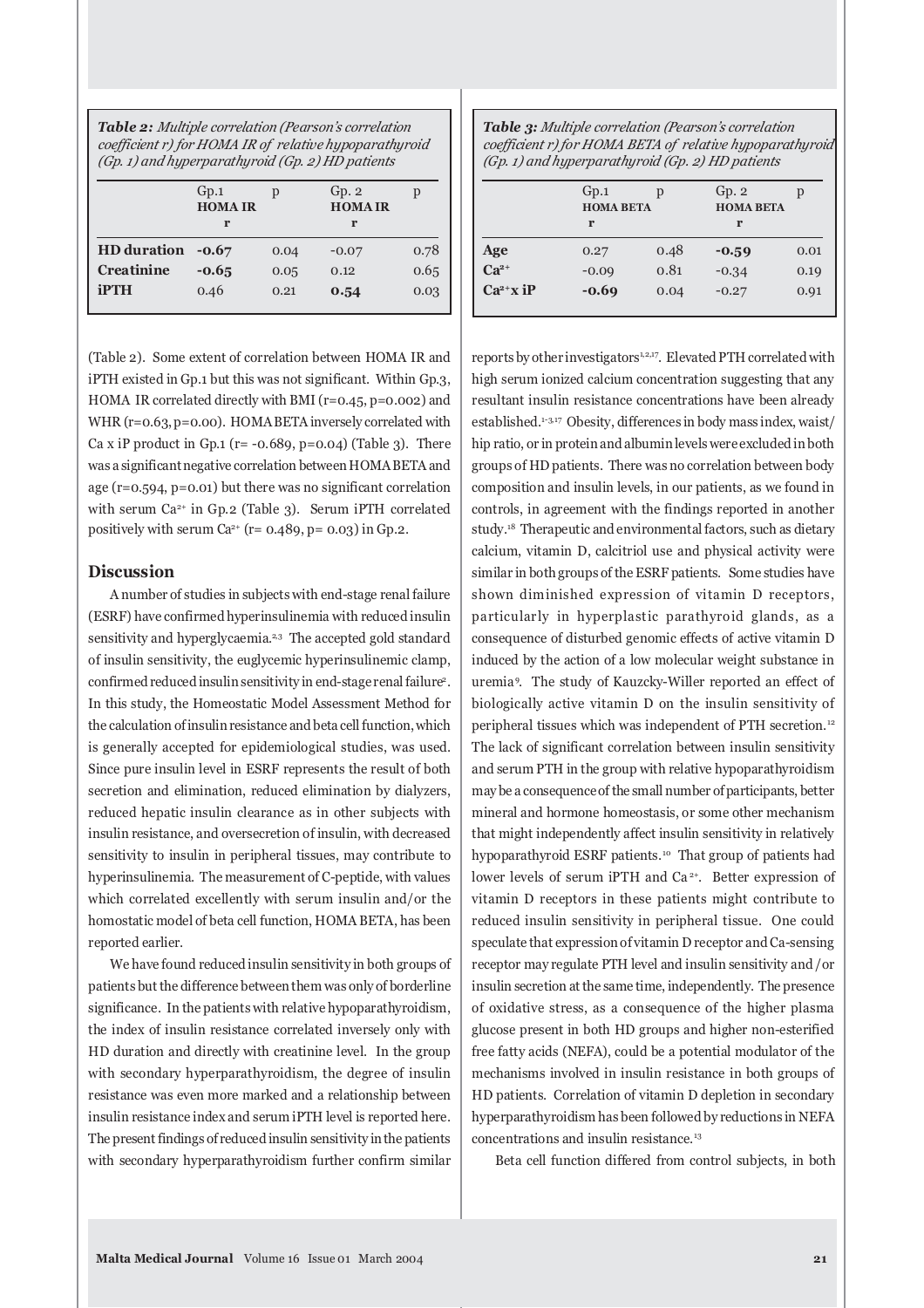***Table 2:*** *Multiple correlation (Pearson's correlation coefficient r) for HOMA IR of relative hypoparathyroid (Gp. 1) and hyperparathyroid (Gp. 2) HD patients*

| | Gp.1 HOMA IR r | p | Gp. 2 HOMA IR r | p |
|---|---|---|---|---|
| **HD duration** | **-0.67** | 0.04 | -0.07 | 0.78 |
| **Creatinine** | **-0.65** | 0.05 | 0.12 | 0.65 |
| **iPTH** | 0.46 | 0.21 | **0.54** | 0.03 |

***Table 3:*** *Multiple correlation (Pearson's correlation coefficient r) for HOMA BETA of relative hypoparathyroid (Gp. 1) and hyperparathyroid (Gp. 2) HD patients*

| | Gp.1 HOMA BETA r | p | Gp. 2 HOMA BETA r | p |
|---|---|---|---|---|
| **Age** | 0.27 | 0.48 | **-0.59** | 0.01 |
| **$Ca^{2+}$** | -0.09 | 0.81 | -0.34 | 0.19 |
| **$Ca^{2+}$x iP** | **-0.69** | 0.04 | -0.27 | 0.91 |

(Table 2). Some extent of correlation between HOMA IR and iPTH existed in Gp.1 but this was not significant. Within Gp.3, HOMA IR correlated directly with BMI (r=0.45, p=0.002) and WHR (r=0.63, p=0.00). HOMA BETA inversely correlated with Ca x iP product in Gp.1 (r= -0.689, p=0.04) (Table 3). There was a significant negative correlation between HOMA BETA and age (r=0.594, p=0.01) but there was no significant correlation with serum $Ca^{2+}$ in Gp.2 (Table 3). Serum iPTH correlated positively with serum $Ca^{2+}$ (r= 0.489, p= 0.03) in Gp.2.

## Discussion

A number of studies in subjects with end-stage renal failure (ESRF) have confirmed hyperinsulinemia with reduced insulin sensitivity and hyperglycaemia.[2,3] The accepted gold standard of insulin sensitivity, the euglycemic hyperinsulinemic clamp, confirmed reduced insulin sensitivity in end-stage renal failure[2]. In this study, the Homeostatic Model Assessment Method for the calculation of insulin resistance and beta cell function, which is generally accepted for epidemiological studies, was used. Since pure insulin level in ESRF represents the result of both secretion and elimination, reduced elimination by dialyzers, reduced hepatic insulin clearance as in other subjects with insulin resistance, and oversecretion of insulin, with decreased sensitivity to insulin in peripheral tissues, may contribute to hyperinsulinemia. The measurement of C-peptide, with values which correlated excellently with serum insulin and/or the homostatic model of beta cell function, HOMA BETA, has been reported earlier.

We have found reduced insulin sensitivity in both groups of patients but the difference between them was only of borderline significance. In the patients with relative hypoparathyroidism, the index of insulin resistance correlated inversely only with HD duration and directly with creatinine level. In the group with secondary hyperparathyroidism, the degree of insulin resistance was even more marked and a relationship between insulin resistance index and serum iPTH level is reported here. The present findings of reduced insulin sensitivity in the patients with secondary hyperparathyroidism further confirm similar reports by other investigators[1,2,17]. Elevated PTH correlated with high serum ionized calcium concentration suggesting that any resultant insulin resistance concentrations have been already established.[1-3,17] Obesity, differences in body mass index, waist/hip ratio, or in protein and albumin levels were excluded in both groups of HD patients. There was no correlation between body composition and insulin levels, in our patients, as we found in controls, in agreement with the findings reported in another study.[18] Therapeutic and environmental factors, such as dietary calcium, vitamin D, calcitriol use and physical activity were similar in both groups of the ESRF patients. Some studies have shown diminished expression of vitamin D receptors, particularly in hyperplastic parathyroid glands, as a consequence of disturbed genomic effects of active vitamin D induced by the action of a low molecular weight substance in uremia[9]. The study of Kauzcky-Willer reported an effect of biologically active vitamin D on the insulin sensitivity of peripheral tissues which was independent of PTH secretion.[12] The lack of significant correlation between insulin sensitivity and serum PTH in the group with relative hypoparathyroidism may be a consequence of the small number of participants, better mineral and hormone homeostasis, or some other mechanism that might independently affect insulin sensitivity in relatively hypoparathyroid ESRF patients.[10] That group of patients had lower levels of serum iPTH and $Ca^{2+}$. Better expression of vitamin D receptors in these patients might contribute to reduced insulin sensitivity in peripheral tissue. One could speculate that expression of vitamin D receptor and Ca-sensing receptor may regulate PTH level and insulin sensitivity and /or insulin secretion at the same time, independently. The presence of oxidative stress, as a consequence of the higher plasma glucose present in both HD groups and higher non-esterified free fatty acids (NEFA), could be a potential modulator of the mechanisms involved in insulin resistance in both groups of HD patients. Correlation of vitamin D depletion in secondary hyperparathyroidism has been followed by reductions in NEFA concentrations and insulin resistance.[13]

Beta cell function differed from control subjects, in both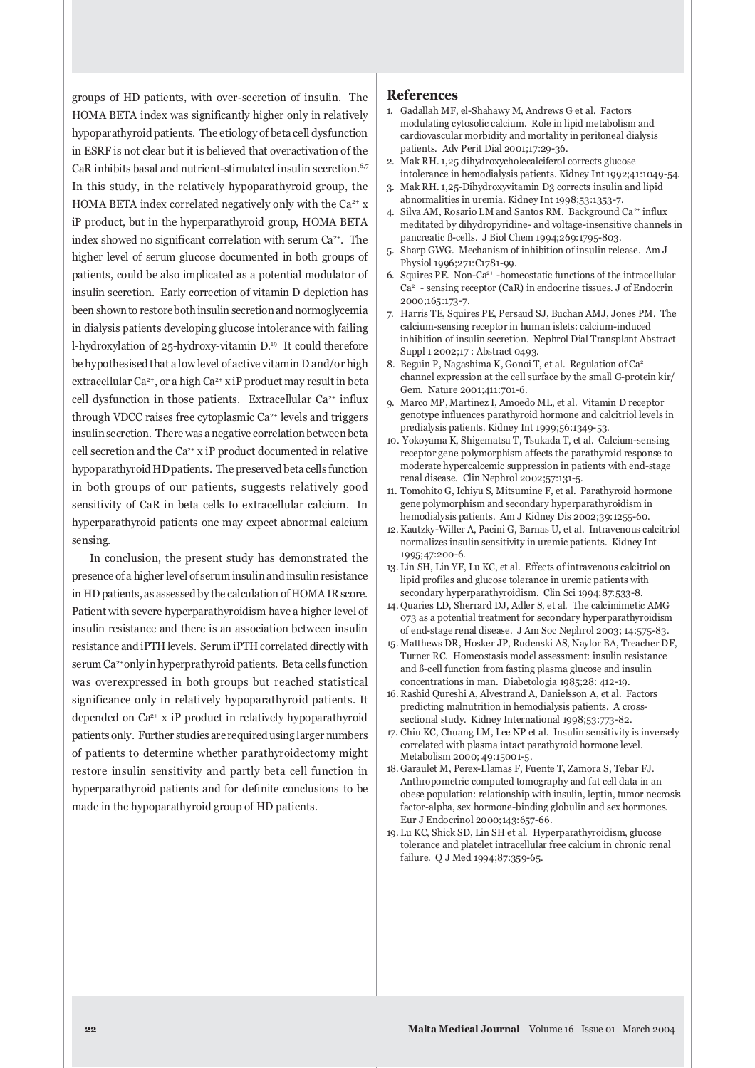groups of HD patients, with over-secretion of insulin. The HOMA BETA index was significantly higher only in relatively hypoparathyroid patients. The etiology of beta cell dysfunction in ESRF is not clear but it is believed that overactivation of the CaR inhibits basal and nutrient-stimulated insulin secretion.[6,7] In this study, in the relatively hypoparathyroid group, the HOMA BETA index correlated negatively only with the $Ca^{2+}$ x iP product, but in the hyperparathyroid group, HOMA BETA index showed no significant correlation with serum $Ca^{2+}$. The higher level of serum glucose documented in both groups of patients, could be also implicated as a potential modulator of insulin secretion. Early correction of vitamin D depletion has been shown to restore both insulin secretion and normoglycemia in dialysis patients developing glucose intolerance with failing l-hydroxylation of 25-hydroxy-vitamin D.[19] It could therefore be hypothesised that a low level of active vitamin D and/or high extracellular $Ca^{2+}$, or a high $Ca^{2+}$ x iP product may result in beta cell dysfunction in those patients. Extracellular $Ca^{2+}$ influx through VDCC raises free cytoplasmic $Ca^{2+}$ levels and triggers insulin secretion. There was a negative correlation between beta cell secretion and the $Ca^{2+}$ x iP product documented in relative hypoparathyroid HD patients. The preserved beta cells function in both groups of our patients, suggests relatively good sensitivity of CaR in beta cells to extracellular calcium. In hyperparathyroid patients one may expect abnormal calcium sensing.

In conclusion, the present study has demonstrated the presence of a higher level of serum insulin and insulin resistance in HD patients, as assessed by the calculation of HOMA IR score. Patient with severe hyperparathyroidism have a higher level of insulin resistance and there is an association between insulin resistance and iPTH levels. Serum iPTH correlated directly with serum $Ca^{2+}$ only in hyperprathyroid patients. Beta cells function was overexpressed in both groups but reached statistical significance only in relatively hypoparathyroid patients. It depended on $Ca^{2+}$ x iP product in relatively hypoparathyroid patients only. Further studies are required using larger numbers of patients to determine whether parathyroidectomy might restore insulin sensitivity and partly beta cell function in hyperparathyroid patients and for definite conclusions to be made in the hypoparathyroid group of HD patients.

## References

1. Gadallah MF, el-Shahawy M, Andrews G et al. Factors modulating cytosolic calcium. Role in lipid metabolism and cardiovascular morbidity and mortality in peritoneal dialysis patients. Adv Perit Dial 2001;17:29-36.
2. Mak RH. 1,25 dihydroxycholecalciferol corrects glucose intolerance in hemodialysis patients. Kidney Int 1992;41:1049-54.
3. Mak RH. 1,25-Dihydroxyvitamin D3 corrects insulin and lipid abnormalities in uremia. Kidney Int 1998;53:1353-7.
4. Silva AM, Rosario LM and Santos RM. Background $Ca^{2+}$ influx meditated by dihydropyridine- and voltage-insensitive channels in pancreatic ß-cells. J Biol Chem 1994;269:1795-803.
5. Sharp GWG. Mechanism of inhibition of insulin release. Am J Physiol 1996;271:C1781-99.
6. Squires PE. Non-$Ca^{2+}$ -homeostatic functions of the intracellular $Ca^{2+}$ - sensing receptor (CaR) in endocrine tissues. J of Endocrin 2000;165:173-7.
7. Harris TE, Squires PE, Persaud SJ, Buchan AMJ, Jones PM. The calcium-sensing receptor in human islets: calcium-induced inhibition of insulin secretion. Nephrol Dial Transplant Abstract Suppl 1 2002;17 : Abstract 0493.
8. Beguin P, Nagashima K, Gonoi T, et al. Regulation of $Ca^{2+}$ channel expression at the cell surface by the small G-protein kir/Gem. Nature 2001;411:701-6.
9. Marco MP, Martinez I, Amoedo ML, et al. Vitamin D receptor genotype influences parathyroid hormone and calcitriol levels in predialysis patients. Kidney Int 1999;56:1349-53.
10. Yokoyama K, Shigematsu T, Tsukada T, et al. Calcium-sensing receptor gene polymorphism affects the parathyroid response to moderate hypercalcemic suppression in patients with end-stage renal disease. Clin Nephrol 2002;57:131-5.
11. Tomohito G, Ichiyu S, Mitsumine F, et al. Parathyroid hormone gene polymorphism and secondary hyperparathyroidism in hemodialysis patients. Am J Kidney Dis 2002;39:1255-60.
12. Kautzky-Willer A, Pacini G, Barnas U, et al. Intravenous calcitriol normalizes insulin sensitivity in uremic patients. Kidney Int 1995;47:200-6.
13. Lin SH, Lin YF, Lu KC, et al. Effects of intravenous calcitriol on lipid profiles and glucose tolerance in uremic patients with secondary hyperparathyroidism. Clin Sci 1994;87:533-8.
14. Quaries LD, Sherrard DJ, Adler S, et al. The calcimimetic AMG 073 as a potential treatment for secondary hyperparathyroidism of end-stage renal disease. J Am Soc Nephrol 2003; 14:575-83.
15. Matthews DR, Hosker JP, Rudenski AS, Naylor BA, Treacher DF, Turner RC. Homeostasis model assessment: insulin resistance and ß-cell function from fasting plasma glucose and insulin concentrations in man. Diabetologia 1985;28: 412-19.
16. Rashid Qureshi A, Alvestrand A, Danielsson A, et al. Factors predicting malnutrition in hemodialysis patients. A cross-sectional study. Kidney International 1998;53:773-82.
17. Chiu KC, Chuang LM, Lee NP et al. Insulin sensitivity is inversely correlated with plasma intact parathyroid hormone level. Metabolism 2000; 49:15001-5.
18. Garaulet M, Perex-Llamas F, Fuente T, Zamora S, Tebar FJ. Anthropometric computed tomography and fat cell data in an obese population: relationship with insulin, leptin, tumor necrosis factor-alpha, sex hormone-binding globulin and sex hormones. Eur J Endocrinol 2000;143:657-66.
19. Lu KC, Shick SD, Lin SH et al. Hyperparathyroidism, glucose tolerance and platelet intracellular free calcium in chronic renal failure. Q J Med 1994;87:359-65.